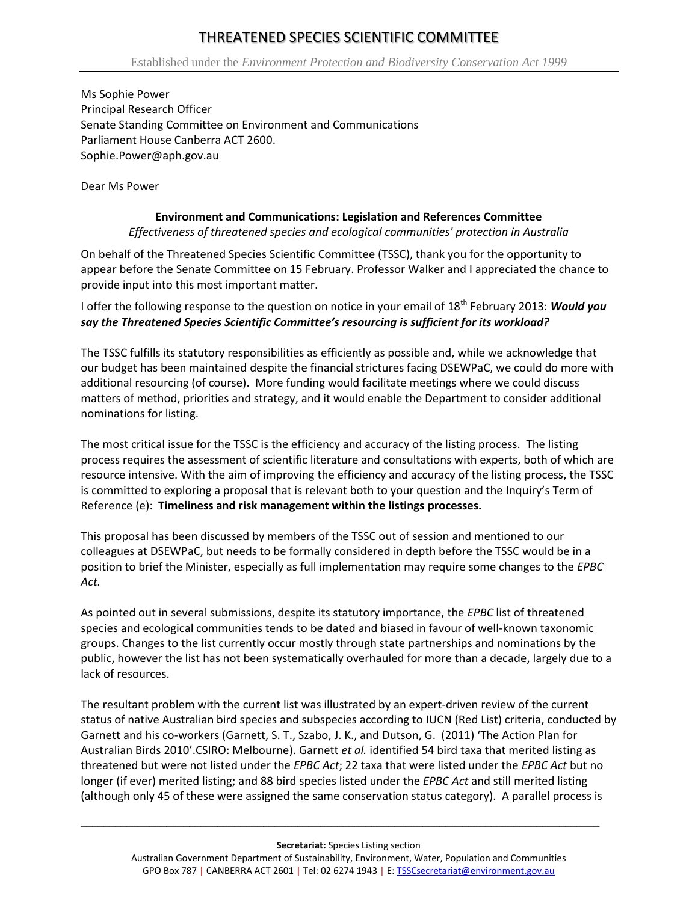# THREATENED SPECIES SCIENTIFIC COMMITTEE

Established under the *Environment Protection and Biodiversity Conservation Act 1999*

Ms Sophie Power
Principal Research Officer
Senate Standing Committee on Environment and Communications
Parliament House Canberra ACT 2600.
Sophie.Power@aph.gov.au

Dear Ms Power

**Environment and Communications: Legislation and References Committee**
*Effectiveness of threatened species and ecological communities' protection in Australia*

On behalf of the Threatened Species Scientific Committee (TSSC), thank you for the opportunity to appear before the Senate Committee on 15 February. Professor Walker and I appreciated the chance to provide input into this most important matter.

I offer the following response to the question on notice in your email of 18th February 2013: ***Would you say the Threatened Species Scientific Committee's resourcing is sufficient for its workload?***

The TSSC fulfills its statutory responsibilities as efficiently as possible and, while we acknowledge that our budget has been maintained despite the financial strictures facing DSEWPaC, we could do more with additional resourcing (of course). More funding would facilitate meetings where we could discuss matters of method, priorities and strategy, and it would enable the Department to consider additional nominations for listing.

The most critical issue for the TSSC is the efficiency and accuracy of the listing process. The listing process requires the assessment of scientific literature and consultations with experts, both of which are resource intensive. With the aim of improving the efficiency and accuracy of the listing process, the TSSC is committed to exploring a proposal that is relevant both to your question and the Inquiry's Term of Reference (e): **Timeliness and risk management within the listings processes.**

This proposal has been discussed by members of the TSSC out of session and mentioned to our colleagues at DSEWPaC, but needs to be formally considered in depth before the TSSC would be in a position to brief the Minister, especially as full implementation may require some changes to the *EPBC Act.*

As pointed out in several submissions, despite its statutory importance, the *EPBC* list of threatened species and ecological communities tends to be dated and biased in favour of well-known taxonomic groups. Changes to the list currently occur mostly through state partnerships and nominations by the public, however the list has not been systematically overhauled for more than a decade, largely due to a lack of resources.

The resultant problem with the current list was illustrated by an expert-driven review of the current status of native Australian bird species and subspecies according to IUCN (Red List) criteria, conducted by Garnett and his co-workers (Garnett, S. T., Szabo, J. K., and Dutson, G. (2011) 'The Action Plan for Australian Birds 2010'.CSIRO: Melbourne). Garnett *et al.* identified 54 bird taxa that merited listing as threatened but were not listed under the *EPBC Act*; 22 taxa that were listed under the *EPBC Act* but no longer (if ever) merited listing; and 88 bird species listed under the *EPBC Act* and still merited listing (although only 45 of these were assigned the same conservation status category). A parallel process is

**Secretariat:** Species Listing section
Australian Government Department of Sustainability, Environment, Water, Population and Communities
GPO Box 787 | CANBERRA ACT 2601 | Tel: 02 6274 1943 | E: TSSCsecretariat@environment.gov.au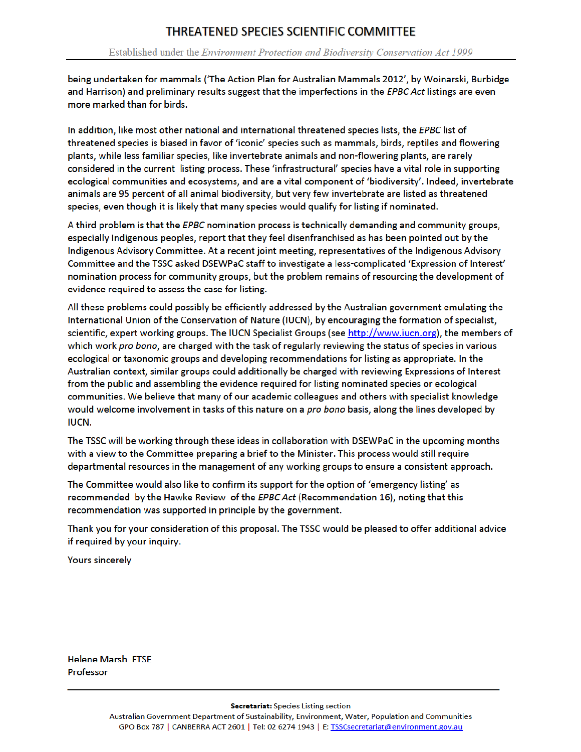being undertaken for mammals ('The Action Plan for Australian Mammals 2012', by Woinarski, Burbidge and Harrison) and preliminary results suggest that the imperfections in the *EPBC Act* listings are even more marked than for birds.

In addition, like most other national and international threatened species lists, the *EPBC* list of threatened species is biased in favor of 'iconic' species such as mammals, birds, reptiles and flowering plants, while less familiar species, like invertebrate animals and non-flowering plants, are rarely considered in the current listing process. These 'infrastructural' species have a vital role in supporting ecological communities and ecosystems, and are a vital component of 'biodiversity'. Indeed, invertebrate animals are 95 percent of all animal biodiversity, but very few invertebrate are listed as threatened species, even though it is likely that many species would qualify for listing if nominated.

A third problem is that the *EPBC* nomination process is technically demanding and community groups, especially Indigenous peoples, report that they feel disenfranchised as has been pointed out by the Indigenous Advisory Committee. At a recent joint meeting, representatives of the Indigenous Advisory Committee and the TSSC asked DSEWPaC staff to investigate a less-complicated 'Expression of Interest' nomination process for community groups, but the problem remains of resourcing the development of evidence required to assess the case for listing.

All these problems could possibly be efficiently addressed by the Australian government emulating the International Union of the Conservation of Nature (IUCN), by encouraging the formation of specialist, scientific, expert working groups. The IUCN Specialist Groups (see [http://www.iucn.org](http://www.iucn.org)), the members of which work *pro bono*, are charged with the task of regularly reviewing the status of species in various ecological or taxonomic groups and developing recommendations for listing as appropriate. In the Australian context, similar groups could additionally be charged with reviewing Expressions of Interest from the public and assembling the evidence required for listing nominated species or ecological communities. We believe that many of our academic colleagues and others with specialist knowledge would welcome involvement in tasks of this nature on a *pro bono* basis, along the lines developed by IUCN.

The TSSC will be working through these ideas in collaboration with DSEWPaC in the upcoming months with a view to the Committee preparing a brief to the Minister. This process would still require departmental resources in the management of any working groups to ensure a consistent approach.

The Committee would also like to confirm its support for the option of 'emergency listing' as recommended by the Hawke Review of the *EPBC Act* (Recommendation 16), noting that this recommendation was supported in principle by the government.

Thank you for your consideration of this proposal. The TSSC would be pleased to offer additional advice if required by your inquiry.

Yours sincerely

**Helene Marsh FTSE**
**Professor**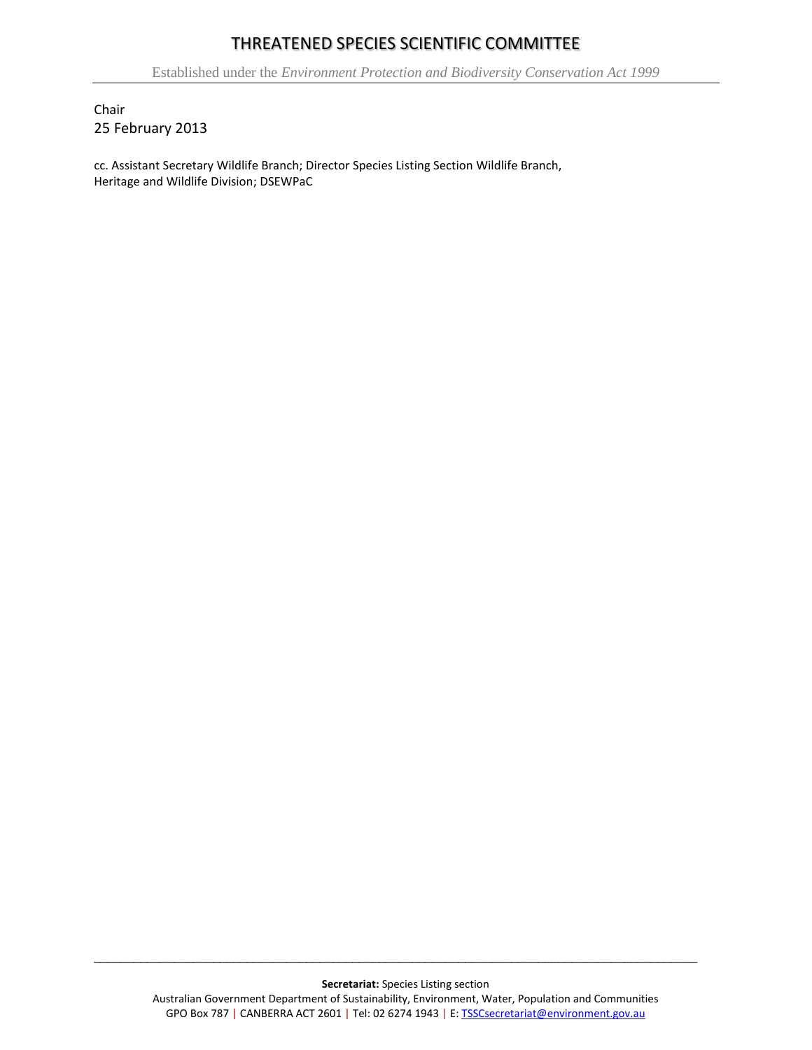Chair
25 February 2013

cc. Assistant Secretary Wildlife Branch; Director Species Listing Section Wildlife Branch, Heritage and Wildlife Division; DSEWPaC